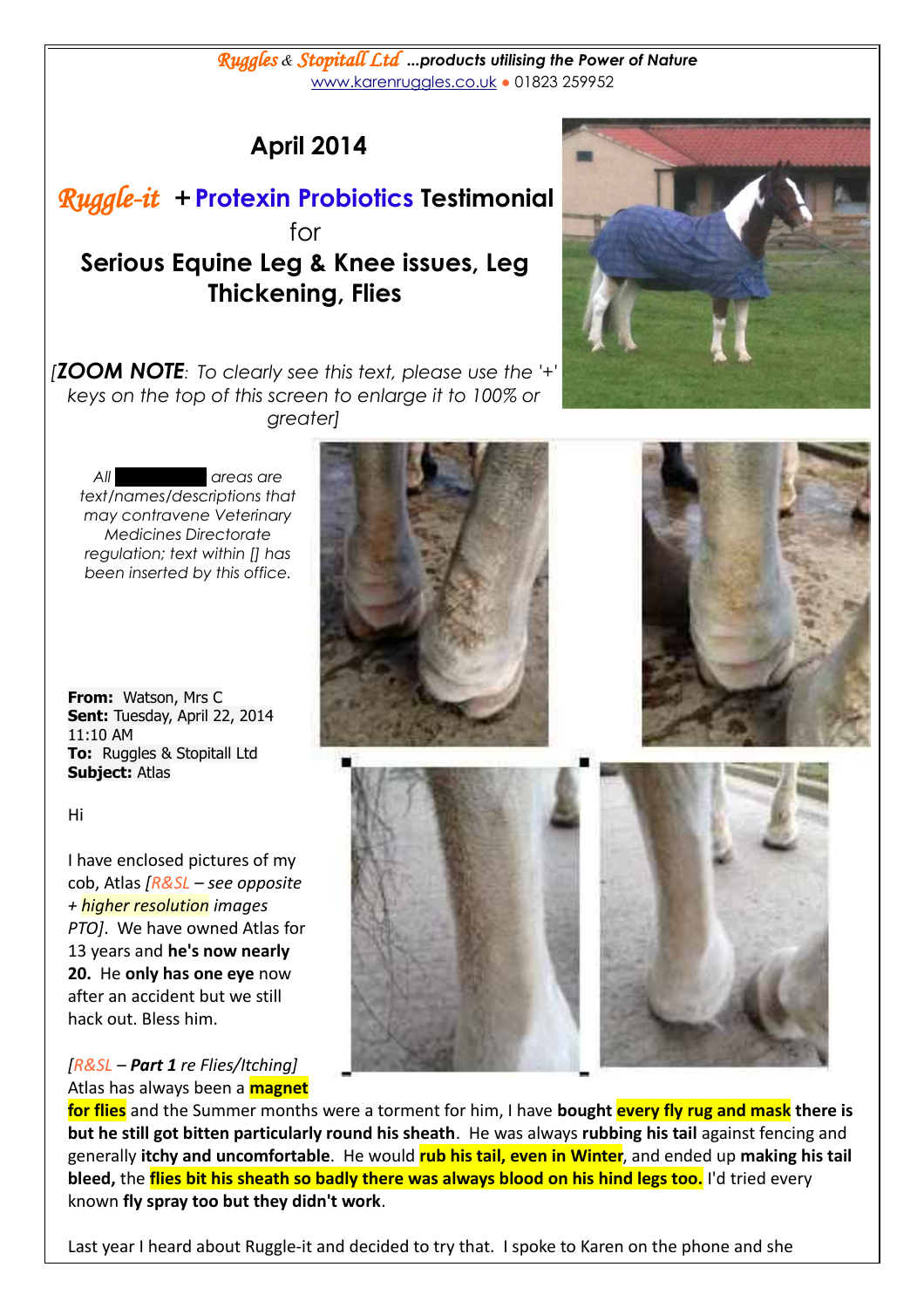*Ruggles & Stopitall Ltd* ***...products utilising the Power of Nature***
www.karenruggles.co.uk ● 01823 259952

# April 2014

## *Ruggle-it* + Protexin Probiotics Testimonial

for

## Serious Equine Leg & Knee issues, Leg Thickening, Flies

*[**ZOOM NOTE**: To clearly see this text, please use the '+' keys on the top of this screen to enlarge it to 100% or greater]*

*All ██████ areas are text/names/descriptions that may contravene Veterinary Medicines Directorate regulation; text within [] has been inserted by this office.*

**From:** Watson, Mrs C
**Sent:** Tuesday, April 22, 2014 11:10 AM
**To:** Ruggles & Stopitall Ltd
**Subject:** Atlas

Hi

I have enclosed pictures of my cob, Atlas *[R&SL – see opposite + higher resolution images PTO]*. We have owned Atlas for 13 years and **he's now nearly 20.** He **only has one eye** now after an accident but we still hack out. Bless him.

*[R&SL – **Part 1** re Flies/Itching]*
Atlas has always been a **magnet for flies** and the Summer months were a torment for him, I have **bought every fly rug and mask there is but he still got bitten particularly round his sheath**. He was always **rubbing his tail** against fencing and generally **itchy and uncomfortable**. He would **rub his tail, even in Winter**, and ended up **making his tail bleed,** the **flies bit his sheath so badly there was always blood on his hind legs too.** I'd tried every known **fly spray too but they didn't work**.

Last year I heard about Ruggle-it and decided to try that. I spoke to Karen on the phone and she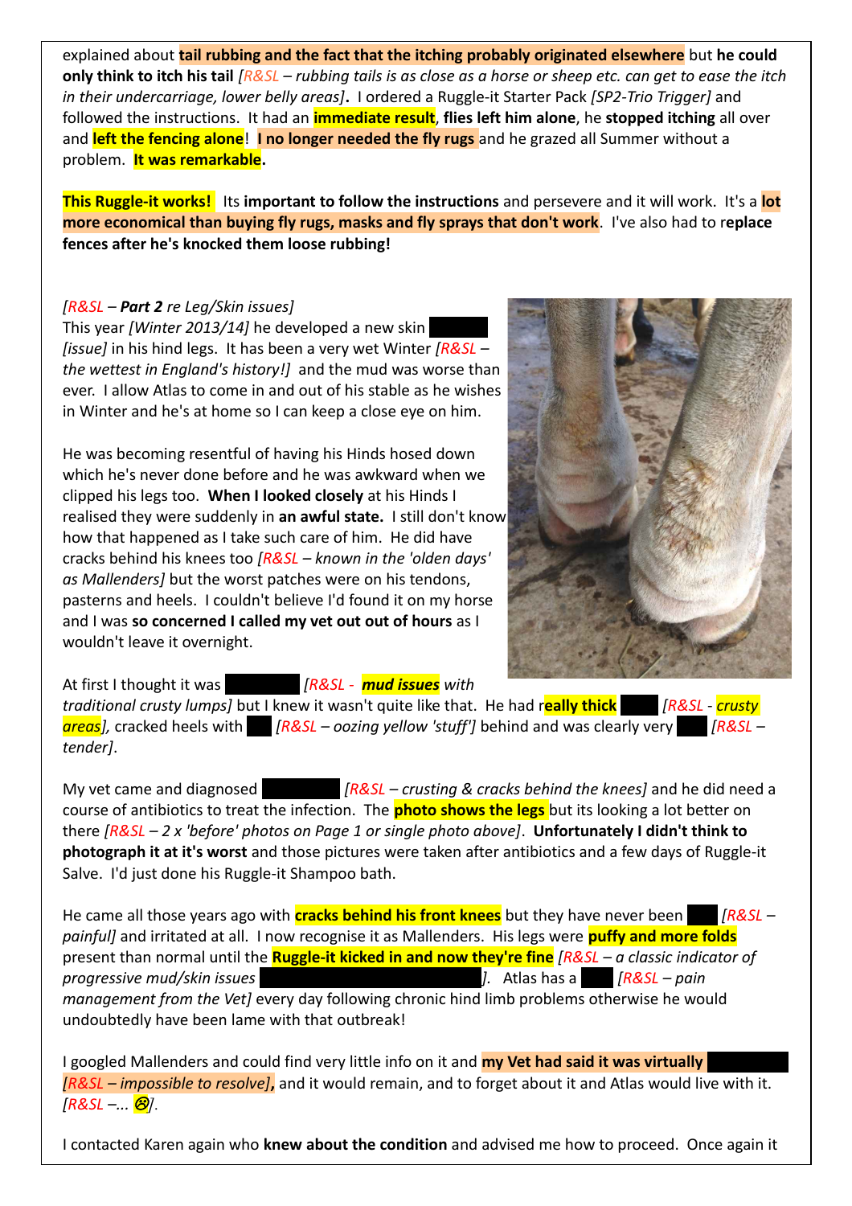explained about **tail rubbing and the fact that the itching probably originated elsewhere** but **he could only think to itch his tail** *[R&SL – rubbing tails is as close as a horse or sheep etc. can get to ease the itch in their undercarriage, lower belly areas]***.** I ordered a Ruggle-it Starter Pack *[SP2-Trio Trigger]* and followed the instructions. It had an **immediate result**, **flies left him alone**, he **stopped itching** all over and **left the fencing alone**! **I no longer needed the fly rugs** and he grazed all Summer without a problem. **It was remarkable.**

**This Ruggle-it works!** Its **important to follow the instructions** and persevere and it will work. It's a **lot more economical than buying fly rugs, masks and fly sprays that don't work**. I've also had to r**eplace fences after he's knocked them loose rubbing!**

*[R&SL – **Part 2** re Leg/Skin issues]*
This year *[Winter 2013/14]* he developed a new skin *[issue]* in his hind legs. It has been a very wet Winter *[R&SL – the wettest in England's history!]* and the mud was worse than ever. I allow Atlas to come in and out of his stable as he wishes in Winter and he's at home so I can keep a close eye on him.

He was becoming resentful of having his Hinds hosed down which he's never done before and he was awkward when we clipped his legs too. **When I looked closely** at his Hinds I realised they were suddenly in **an awful state.** I still don't know how that happened as I take such care of him. He did have cracks behind his knees too *[R&SL – known in the 'olden days' as Mallenders]* but the worst patches were on his tendons, pasterns and heels. I couldn't believe I'd found it on my horse and I was **so concerned I called my vet out out of hours** as I wouldn't leave it overnight.

At first I thought it was *[R&SL - **mud issues** with traditional crusty lumps]* but I knew it wasn't quite like that. He had r**eally thick** *[R&SL - crusty areas]*, cracked heels with *[R&SL – oozing yellow 'stuff']* behind and was clearly very *[R&SL – tender]*.

My vet came and diagnosed *[R&SL – crusting & cracks behind the knees]* and he did need a course of antibiotics to treat the infection. The **photo shows the legs** but its looking a lot better on there *[R&SL – 2 x 'before' photos on Page 1 or single photo above]*. **Unfortunately I didn't think to photograph it at it's worst** and those pictures were taken after antibiotics and a few days of Ruggle-it Salve. I'd just done his Ruggle-it Shampoo bath.

He came all those years ago with **cracks behind his front knees** but they have never been *[R&SL – painful]* and irritated at all. I now recognise it as Mallenders. His legs were **puffy and more folds** present than normal until the **Ruggle-it kicked in and now they're fine** *[R&SL – a classic indicator of progressive mud/skin issues ]*. Atlas has a *[R&SL – pain management from the Vet]* every day following chronic hind limb problems otherwise he would undoubtedly have been lame with that outbreak!

I googled Mallenders and could find very little info on it and **my Vet had said it was virtually** *[R&SL – impossible to resolve]***,** and it would remain, and to forget about it and Atlas would live with it. *[R&SL –... ☹]*.

I contacted Karen again who **knew about the condition** and advised me how to proceed. Once again it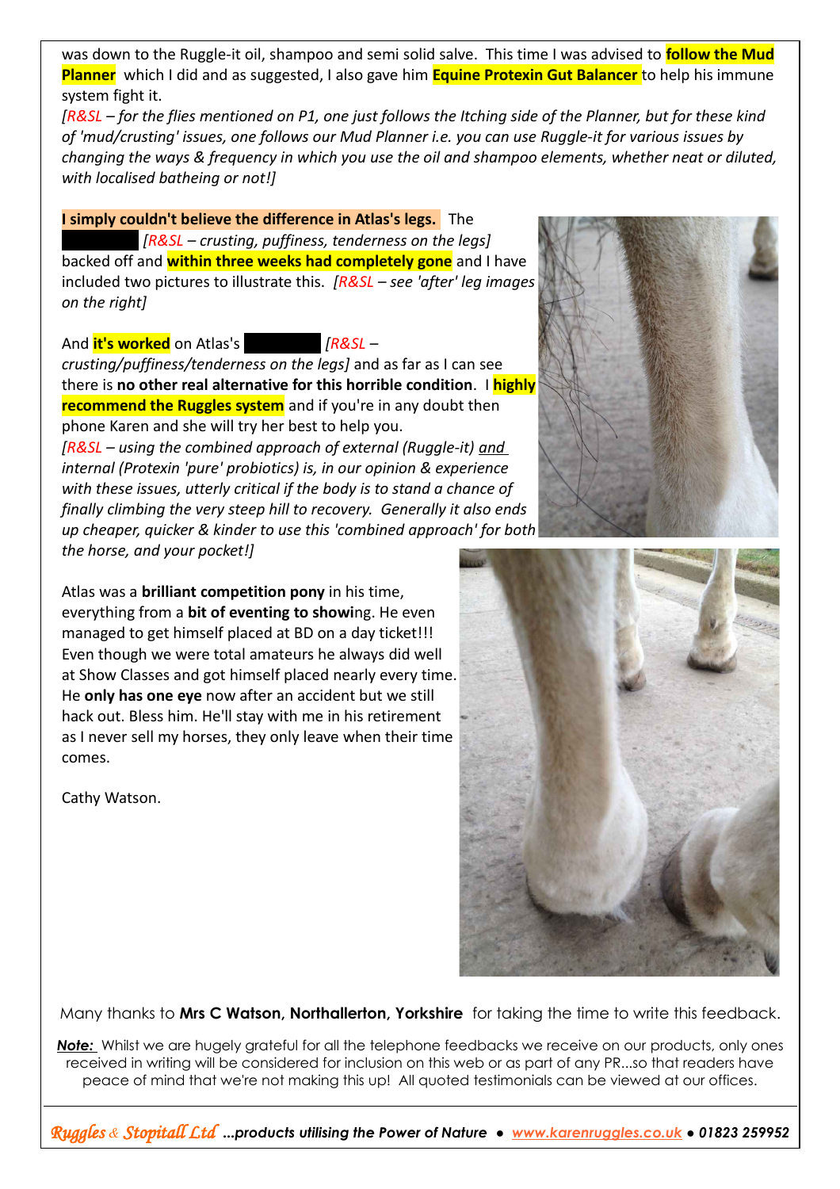was down to the Ruggle-it oil, shampoo and semi solid salve. This time I was advised to **follow the Mud Planner** which I did and as suggested, I also gave him **Equine Protexin Gut Balancer** to help his immune system fight it.

*[R&SL – for the flies mentioned on P1, one just follows the Itching side of the Planner, but for these kind of 'mud/crusting' issues, one follows our Mud Planner i.e. you can use Ruggle-it for various issues by changing the ways & frequency in which you use the oil and shampoo elements, whether neat or diluted, with localised batheing or not!]*

**I simply couldn't believe the difference in Atlas's legs.** The *[R&SL – crusting, puffiness, tenderness on the legs]* backed off and **within three weeks had completely gone** and I have included two pictures to illustrate this. *[R&SL – see 'after' leg images on the right]*

And **it's worked** on Atlas's *[R&SL – crusting/puffiness/tenderness on the legs]* and as far as I can see there is **no other real alternative for this horrible condition**. I **highly recommend the Ruggles system** and if you're in any doubt then phone Karen and she will try her best to help you.

*[R&SL – using the combined approach of external (Ruggle-it) and internal (Protexin 'pure' probiotics) is, in our opinion & experience with these issues, utterly critical if the body is to stand a chance of finally climbing the very steep hill to recovery. Generally it also ends up cheaper, quicker & kinder to use this 'combined approach' for both the horse, and your pocket!]*

Atlas was a **brilliant competition pony** in his time, everything from a **bit of eventing to showi**ng. He even managed to get himself placed at BD on a day ticket!!! Even though we were total amateurs he always did well at Show Classes and got himself placed nearly every time. He **only has one eye** now after an accident but we still hack out. Bless him. He'll stay with me in his retirement as I never sell my horses, they only leave when their time comes.

Cathy Watson.

Many thanks to **Mrs C Watson**, **Northallerton**, **Yorkshire** for taking the time to write this feedback.

***Note:*** Whilst we are hugely grateful for all the telephone feedbacks we receive on our products, only ones received in writing will be considered for inclusion on this web or as part of any PR...so that readers have peace of mind that we're not making this up! All quoted testimonials can be viewed at our offices.